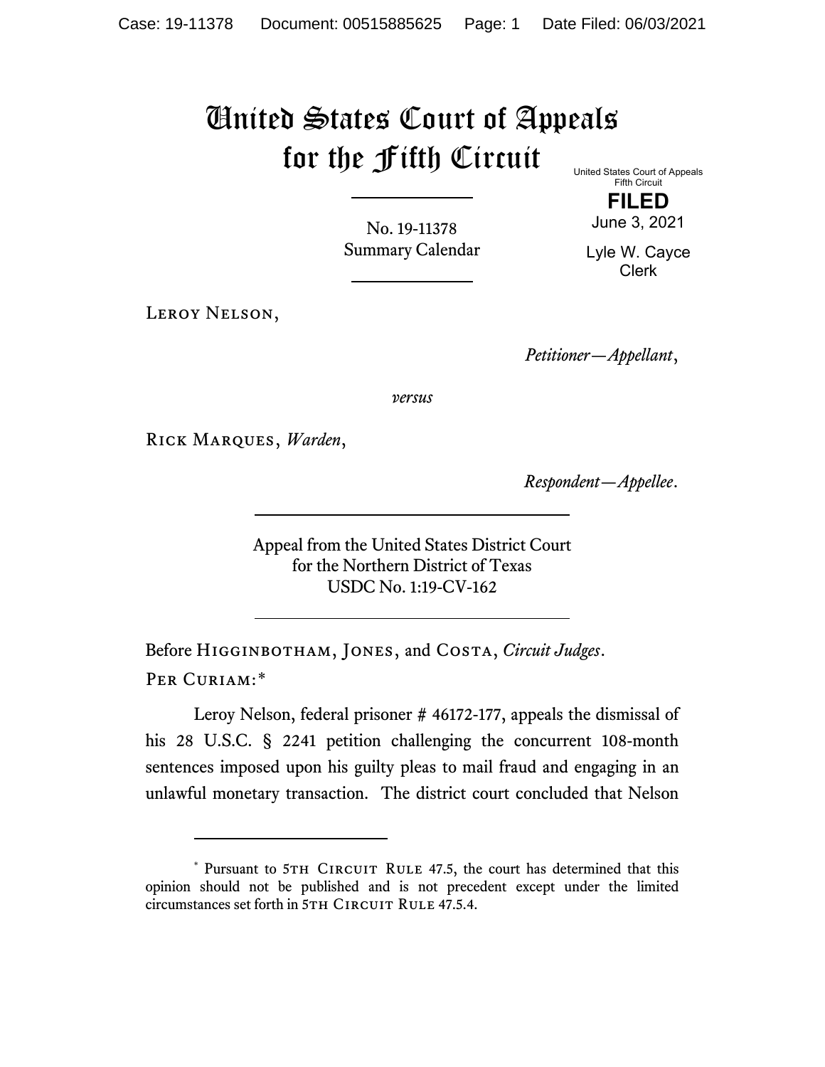# United States Court of Appeals for the Fifth Circuit

United States Court of Appeals
Fifth Circuit

**FILED**

June 3, 2021

Lyle W. Cayce
Clerk

No. 19-11378
Summary Calendar

---

Leroy Nelson,

*Petitioner—Appellant*,

*versus*

Rick Marques, *Warden*,

*Respondent—Appellee*.

---

Appeal from the United States District Court
for the Northern District of Texas
USDC No. 1:19-CV-162

---

Before Higginbotham, Jones, and Costa, *Circuit Judges*.

Per Curiam:*

Leroy Nelson, federal prisoner # 46172-177, appeals the dismissal of his 28 U.S.C. § 2241 petition challenging the concurrent 108-month sentences imposed upon his guilty pleas to mail fraud and engaging in an unlawful monetary transaction. The district court concluded that Nelson

---

* Pursuant to 5th Circuit Rule 47.5, the court has determined that this opinion should not be published and is not precedent except under the limited circumstances set forth in 5th Circuit Rule 47.5.4.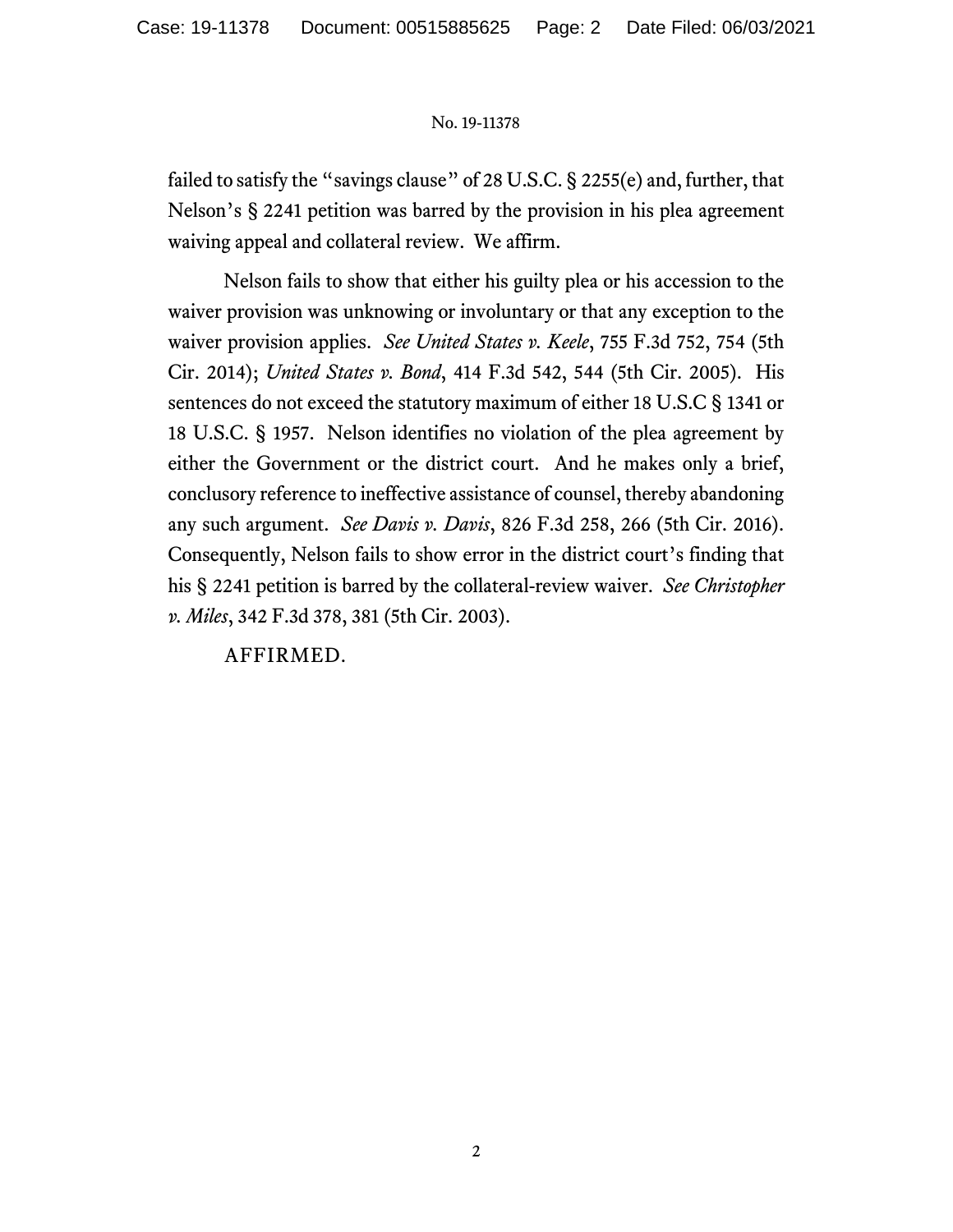failed to satisfy the "savings clause" of 28 U.S.C. § 2255(e) and, further, that Nelson's § 2241 petition was barred by the provision in his plea agreement waiving appeal and collateral review. We affirm.

Nelson fails to show that either his guilty plea or his accession to the waiver provision was unknowing or involuntary or that any exception to the waiver provision applies. *See United States v. Keele*, 755 F.3d 752, 754 (5th Cir. 2014); *United States v. Bond*, 414 F.3d 542, 544 (5th Cir. 2005). His sentences do not exceed the statutory maximum of either 18 U.S.C § 1341 or 18 U.S.C. § 1957. Nelson identifies no violation of the plea agreement by either the Government or the district court. And he makes only a brief, conclusory reference to ineffective assistance of counsel, thereby abandoning any such argument. *See Davis v. Davis*, 826 F.3d 258, 266 (5th Cir. 2016). Consequently, Nelson fails to show error in the district court's finding that his § 2241 petition is barred by the collateral-review waiver. *See Christopher v. Miles*, 342 F.3d 378, 381 (5th Cir. 2003).

AFFIRMED.